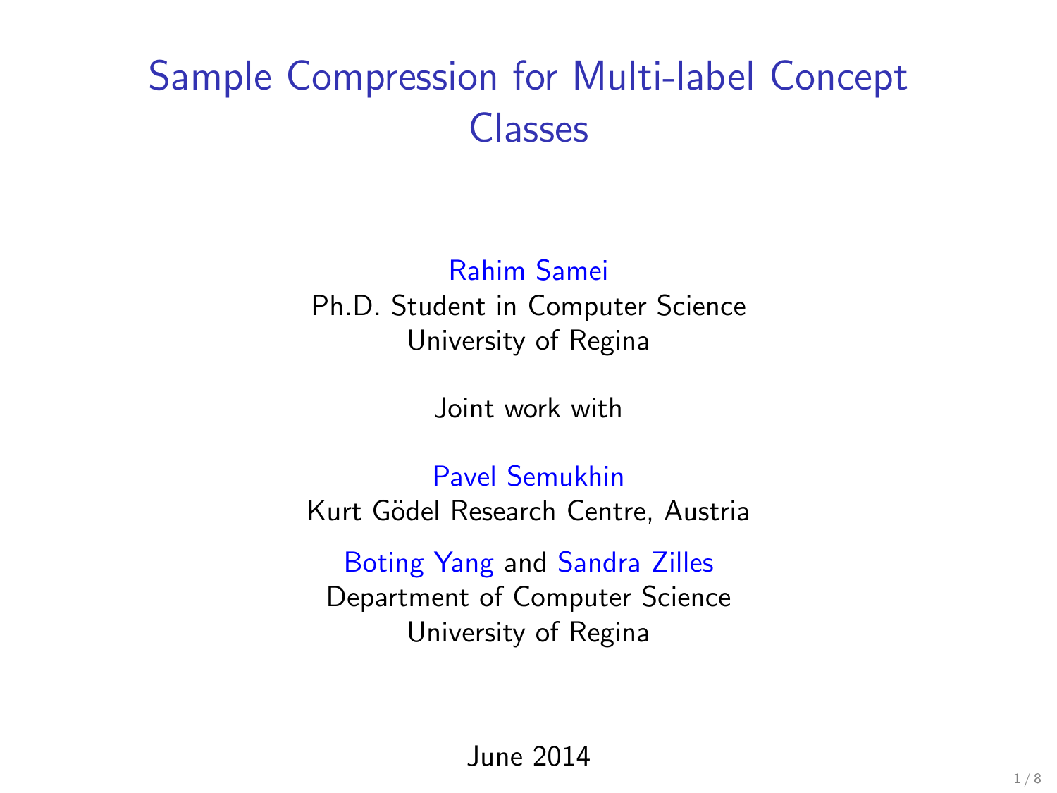# Sample Compression for Multi-label Concept Classes

Rahim Samei
Ph.D. Student in Computer Science
University of Regina

Joint work with

Pavel Semukhin
Kurt Gödel Research Centre, Austria

Boting Yang and Sandra Zilles
Department of Computer Science
University of Regina

June 2014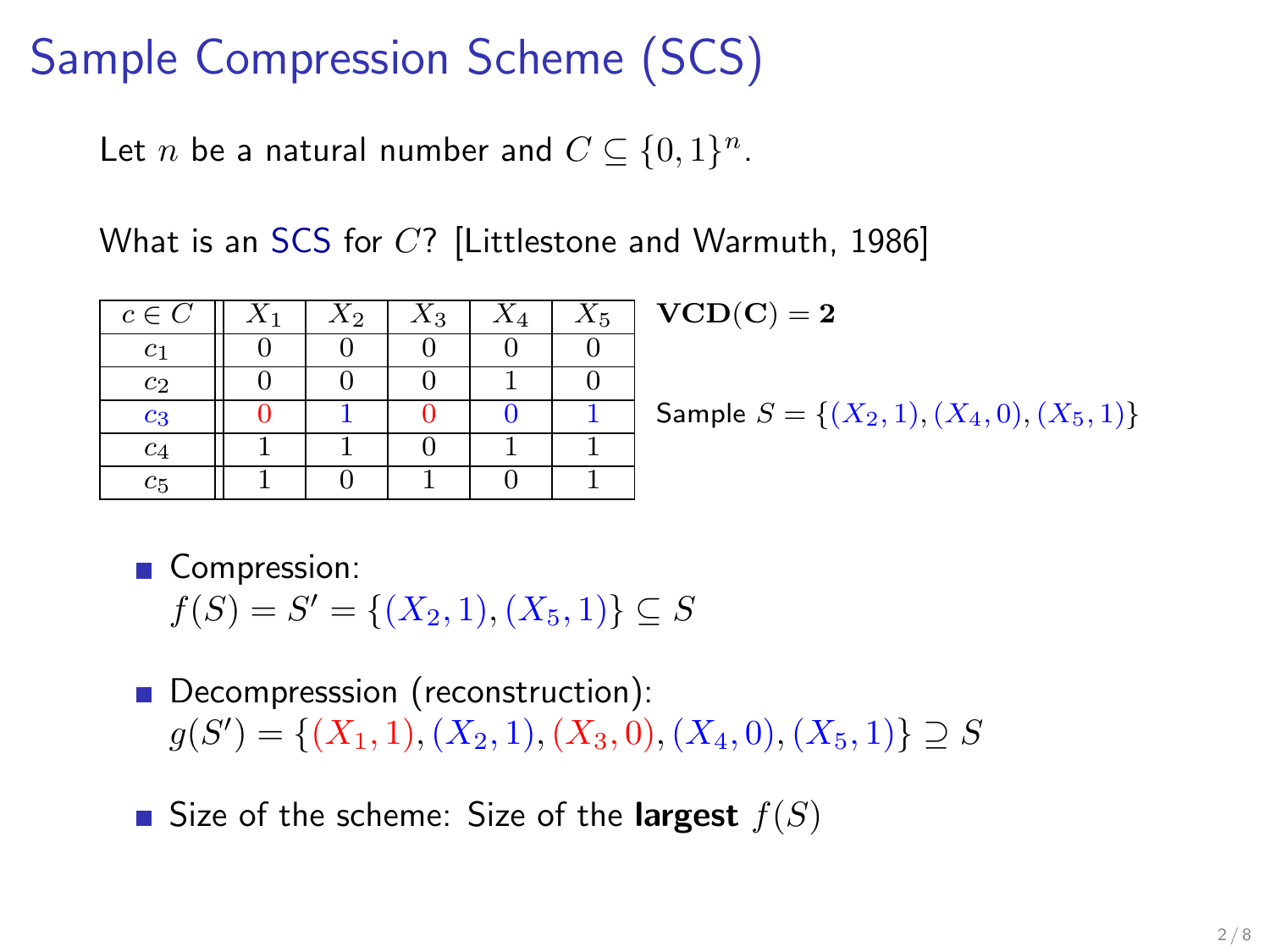# Sample Compression Scheme (SCS)

Let $n$ be a natural number and $C \subseteq \{0,1\}^n$.

What is an SCS for $C$? [Littlestone and Warmuth, 1986]

| $c \in C$ | $X_1$ | $X_2$ | $X_3$ | $X_4$ | $X_5$ |
|---|---|---|---|---|---|
| $c_1$ | 0 | 0 | 0 | 0 | 0 |
| $c_2$ | 0 | 0 | 0 | 1 | 0 |
| $c_3$ | 0 | 1 | 0 | 0 | 1 |
| $c_4$ | 1 | 1 | 0 | 1 | 1 |
| $c_5$ | 1 | 0 | 1 | 0 | 1 |

$\mathbf{VCD(C) = 2}$

Sample $S = \{(X_2, 1), (X_4, 0), (X_5, 1)\}$

- Compression:
  $f(S) = S' = \{(X_2, 1), (X_5, 1)\} \subseteq S$
- Decompresssion (reconstruction):
  $g(S') = \{(X_1, 1), (X_2, 1), (X_3, 0), (X_4, 0), (X_5, 1)\} \supseteq S$
- Size of the scheme: Size of the **largest** $f(S)$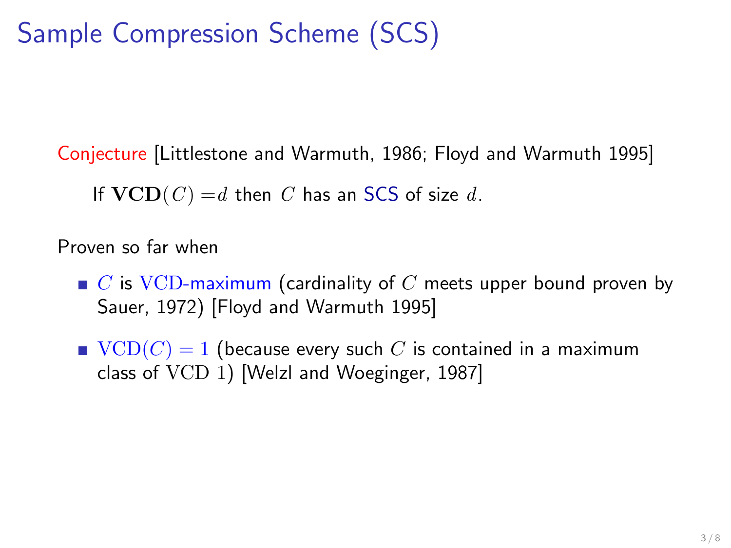# Sample Compression Scheme (SCS)

Conjecture [Littlestone and Warmuth, 1986; Floyd and Warmuth 1995]

If $\mathbf{VCD}(C) = d$ then $C$ has an SCS of size $d$.

Proven so far when

- $C$ is $\mathrm{VCD}$-maximum (cardinality of $C$ meets upper bound proven by Sauer, 1972) [Floyd and Warmuth 1995]
- $\mathrm{VCD}(C) = 1$ (because every such $C$ is contained in a maximum class of $\mathrm{VCD}$ $1$) [Welzl and Woeginger, 1987]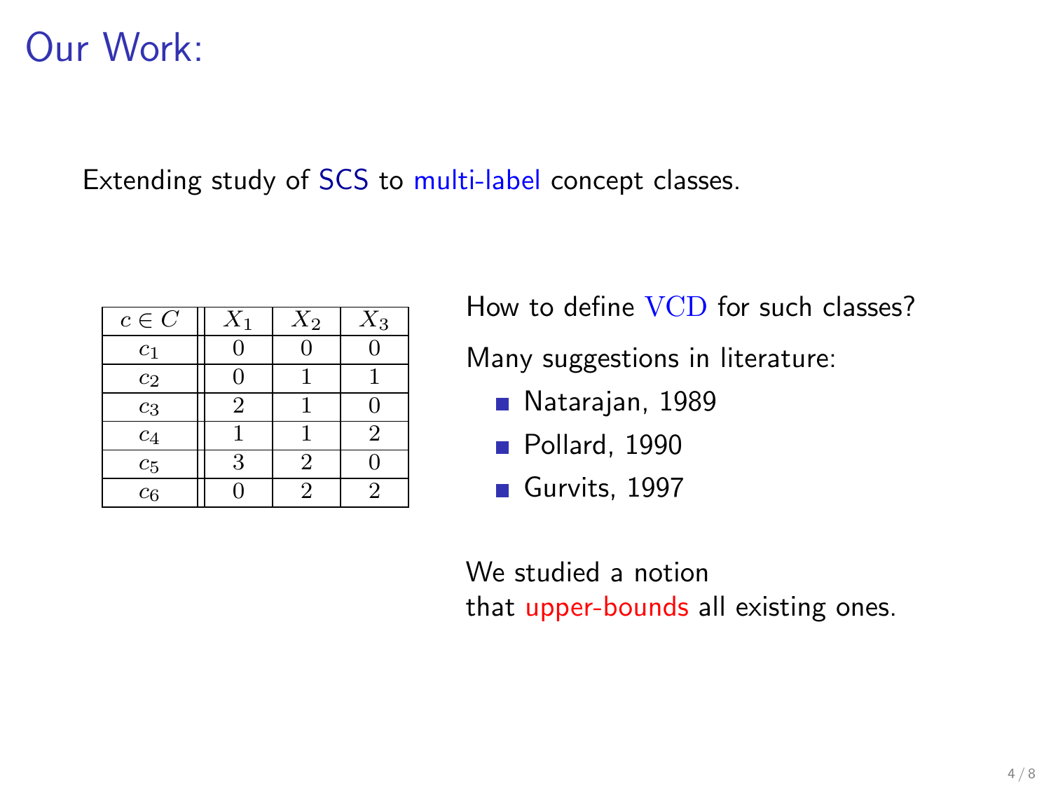# Our Work:

Extending study of SCS to multi-label concept classes.

| $c \in C$ | $X_1$ | $X_2$ | $X_3$ |
|---|---|---|---|
| $c_1$ | 0 | 0 | 0 |
| $c_2$ | 0 | 1 | 1 |
| $c_3$ | 2 | 1 | 0 |
| $c_4$ | 1 | 1 | 2 |
| $c_5$ | 3 | 2 | 0 |
| $c_6$ | 0 | 2 | 2 |

How to define $\mathrm{VCD}$ for such classes?

Many suggestions in literature:

- Natarajan, 1989
- Pollard, 1990
- Gurvits, 1997

We studied a notion
that upper-bounds all existing ones.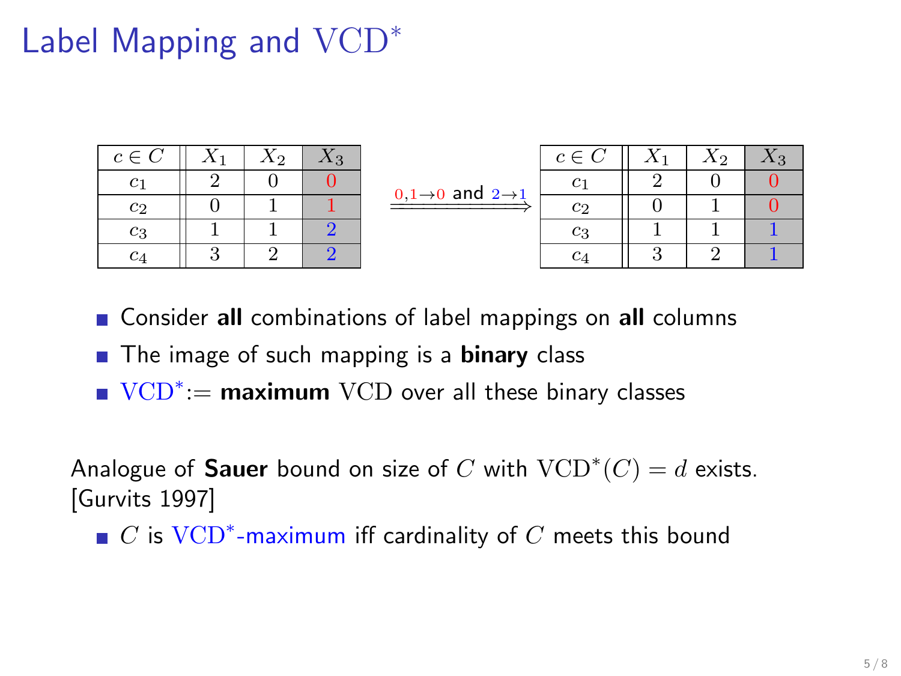# Label Mapping and $\mathrm{VCD}^*$

| $c \in C$ | $X_1$ | $X_2$ | $X_3$ |
|---|---|---|---|
| $c_1$ | 2 | 0 | 0 |
| $c_2$ | 0 | 1 | 1 |
| $c_3$ | 1 | 1 | 2 |
| $c_4$ | 3 | 2 | 2 |

$\xrightarrow{0,1 \to 0 \text{ and } 2 \to 1}$

| $c \in C$ | $X_1$ | $X_2$ | $X_3$ |
|---|---|---|---|
| $c_1$ | 2 | 0 | 0 |
| $c_2$ | 0 | 1 | 0 |
| $c_3$ | 1 | 1 | 1 |
| $c_4$ | 3 | 2 | 1 |

- Consider **all** combinations of label mappings on **all** columns
- The image of such mapping is a **binary** class
- $\mathrm{VCD}^* :=$ **maximum** $\mathrm{VCD}$ over all these binary classes

Analogue of **Sauer** bound on size of $C$ with $\mathrm{VCD}^*(C) = d$ exists. [Gurvits 1997]

- $C$ is $\mathrm{VCD}^*$-maximum iff cardinality of $C$ meets this bound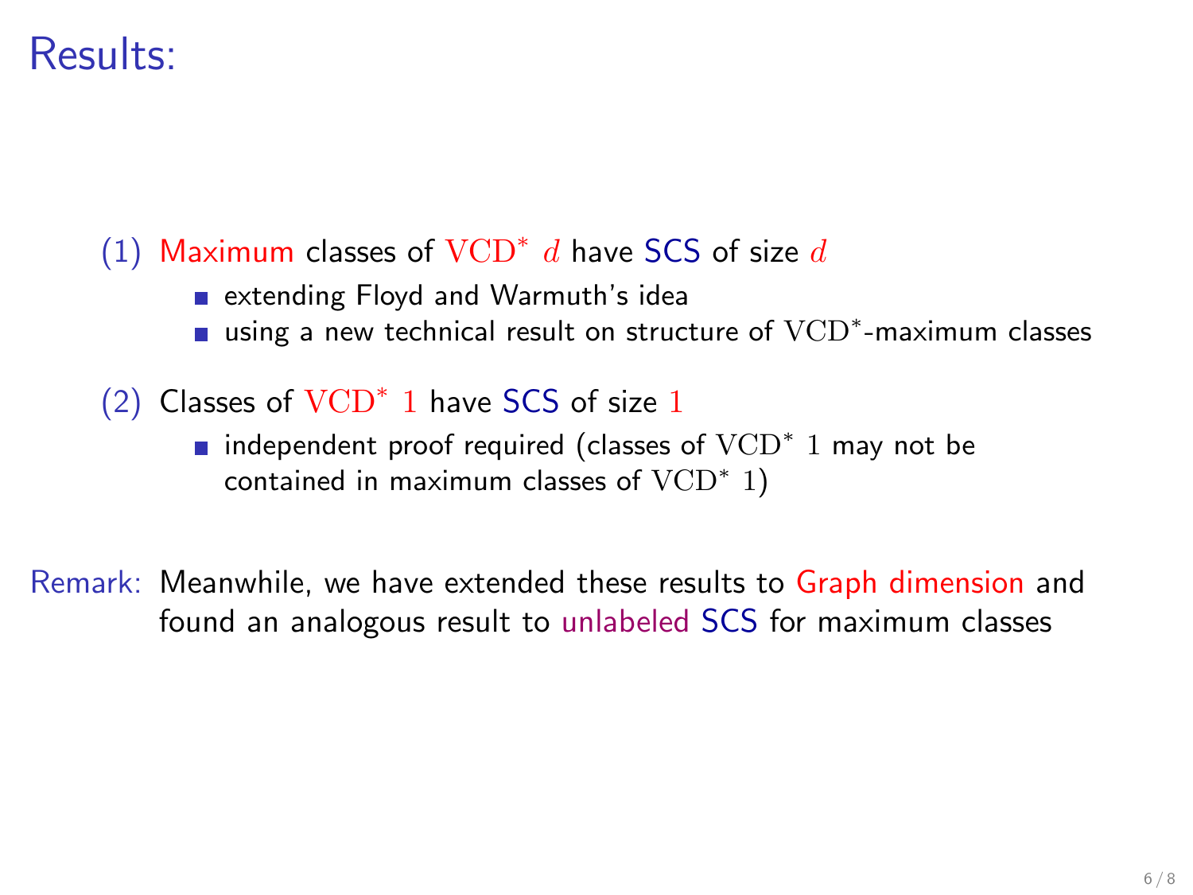# Results:

(1) Maximum classes of $\mathrm{VCD}^*\ d$ have SCS of size $d$

- extending Floyd and Warmuth's idea
- using a new technical result on structure of $\mathrm{VCD}^*$-maximum classes

(2) Classes of $\mathrm{VCD}^*\ 1$ have SCS of size $1$

- independent proof required (classes of $\mathrm{VCD}^*\ 1$ may not be contained in maximum classes of $\mathrm{VCD}^*\ 1$)

Remark: Meanwhile, we have extended these results to Graph dimension and found an analogous result to unlabeled SCS for maximum classes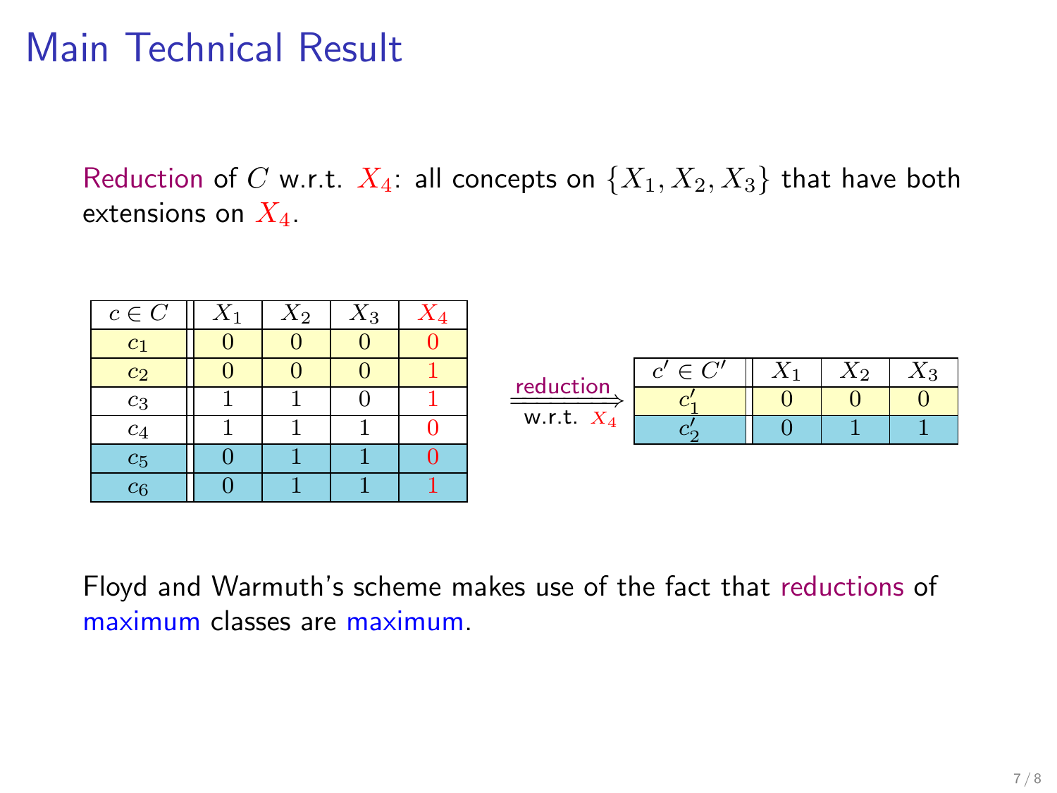# Main Technical Result

Reduction of $C$ w.r.t. $X_4$: all concepts on $\{X_1, X_2, X_3\}$ that have both extensions on $X_4$.

| $c \in C$ | $X_1$ | $X_2$ | $X_3$ | $X_4$ |
|---|---|---|---|---|
| $c_1$ | 0 | 0 | 0 | 0 |
| $c_2$ | 0 | 0 | 0 | 1 |
| $c_3$ | 1 | 1 | 0 | 1 |
| $c_4$ | 1 | 1 | 1 | 0 |
| $c_5$ | 0 | 1 | 1 | 0 |
| $c_6$ | 0 | 1 | 1 | 1 |

reduction w.r.t. $X_4$ $\Longrightarrow$

| $c' \in C'$ | $X_1$ | $X_2$ | $X_3$ |
|---|---|---|---|
| $c'_1$ | 0 | 0 | 0 |
| $c'_2$ | 0 | 1 | 1 |

Floyd and Warmuth's scheme makes use of the fact that reductions of maximum classes are maximum.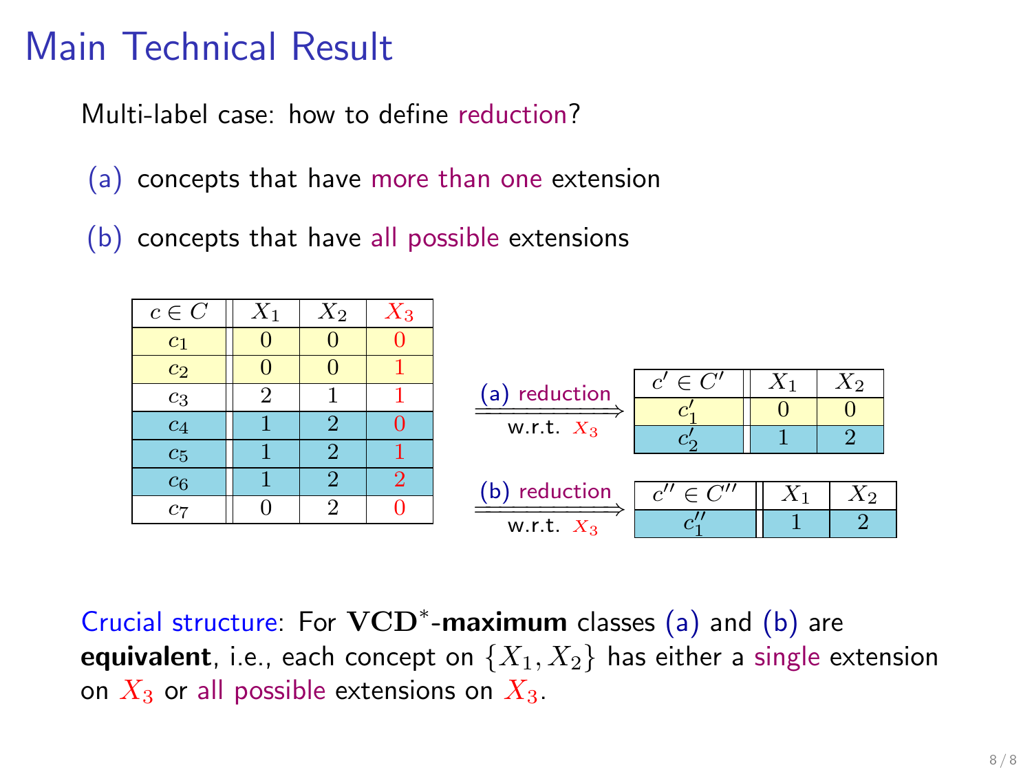# Main Technical Result

Multi-label case: how to define reduction?

(a) concepts that have more than one extension

(b) concepts that have all possible extensions

| $c \in C$ | $X_1$ | $X_2$ | $X_3$ |
|---|---|---|---|
| $c_1$ | 0 | 0 | 0 |
| $c_2$ | 0 | 0 | 1 |
| $c_3$ | 2 | 1 | 1 |
| $c_4$ | 1 | 2 | 0 |
| $c_5$ | 1 | 2 | 1 |
| $c_6$ | 1 | 2 | 2 |
| $c_7$ | 0 | 2 | 0 |

(a) reduction w.r.t. $X_3$ $\Longrightarrow$

| $c' \in C'$ | $X_1$ | $X_2$ |
|---|---|---|
| $c'_1$ | 0 | 0 |
| $c'_2$ | 1 | 2 |

(b) reduction w.r.t. $X_3$ $\Longrightarrow$

| $c'' \in C''$ | $X_1$ | $X_2$ |
|---|---|---|
| $c''_1$ | 1 | 2 |

Crucial structure: For $\mathbf{VCD}^*$-**maximum** classes (a) and (b) are **equivalent**, i.e., each concept on $\{X_1, X_2\}$ has either a single extension on $X_3$ or all possible extensions on $X_3$.